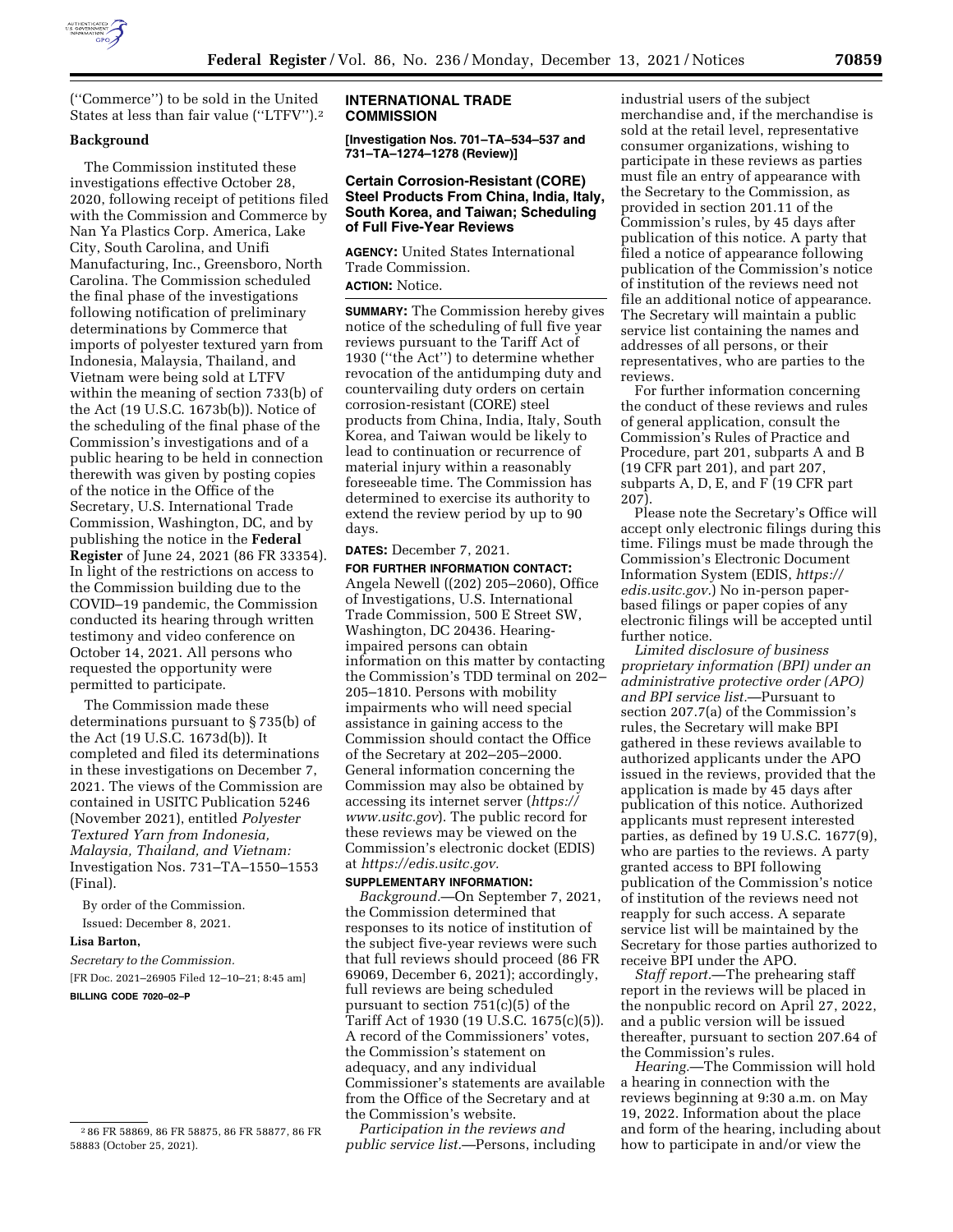("Commerce") to be sold in the United States at less than fair value ("LTFV").[2]

## Background

The Commission instituted these investigations effective October 28, 2020, following receipt of petitions filed with the Commission and Commerce by Nan Ya Plastics Corp. America, Lake City, South Carolina, and Unifi Manufacturing, Inc., Greensboro, North Carolina. The Commission scheduled the final phase of the investigations following notification of preliminary determinations by Commerce that imports of polyester textured yarn from Indonesia, Malaysia, Thailand, and Vietnam were being sold at LTFV within the meaning of section 733(b) of the Act (19 U.S.C. 1673b(b)). Notice of the scheduling of the final phase of the Commission's investigations and of a public hearing to be held in connection therewith was given by posting copies of the notice in the Office of the Secretary, U.S. International Trade Commission, Washington, DC, and by publishing the notice in the **Federal Register** of June 24, 2021 (86 FR 33354). In light of the restrictions on access to the Commission building due to the COVID–19 pandemic, the Commission conducted its hearing through written testimony and video conference on October 14, 2021. All persons who requested the opportunity were permitted to participate.

The Commission made these determinations pursuant to § 735(b) of the Act (19 U.S.C. 1673d(b)). It completed and filed its determinations in these investigations on December 7, 2021. The views of the Commission are contained in USITC Publication 5246 (November 2021), entitled *Polyester Textured Yarn from Indonesia, Malaysia, Thailand, and Vietnam:* Investigation Nos. 731–TA–1550–1553 (Final).

By order of the Commission.

Issued: December 8, 2021.

**Lisa Barton,**

*Secretary to the Commission.*

[FR Doc. 2021–26905 Filed 12–10–21; 8:45 am]

**BILLING CODE 7020–02–P**

[2] 86 FR 58869, 86 FR 58875, 86 FR 58877, 86 FR 58883 (October 25, 2021).

---

## INTERNATIONAL TRADE COMMISSION

**[Investigation Nos. 701–TA–534–537 and 731–TA–1274–1278 (Review)]**

## Certain Corrosion-Resistant (CORE) Steel Products From China, India, Italy, South Korea, and Taiwan; Scheduling of Full Five-Year Reviews

**AGENCY:** United States International Trade Commission.

**ACTION:** Notice.

**SUMMARY:** The Commission hereby gives notice of the scheduling of full five year reviews pursuant to the Tariff Act of 1930 ("the Act") to determine whether revocation of the antidumping duty and countervailing duty orders on certain corrosion-resistant (CORE) steel products from China, India, Italy, South Korea, and Taiwan would be likely to lead to continuation or recurrence of material injury within a reasonably foreseeable time. The Commission has determined to exercise its authority to extend the review period by up to 90 days.

**DATES:** December 7, 2021.

**FOR FURTHER INFORMATION CONTACT:** Angela Newell ((202) 205–2060), Office of Investigations, U.S. International Trade Commission, 500 E Street SW, Washington, DC 20436. Hearing-impaired persons can obtain information on this matter by contacting the Commission's TDD terminal on 202–205–1810. Persons with mobility impairments who will need special assistance in gaining access to the Commission should contact the Office of the Secretary at 202–205–2000. General information concerning the Commission may also be obtained by accessing its internet server (*https://www.usitc.gov*). The public record for these reviews may be viewed on the Commission's electronic docket (EDIS) at *https://edis.usitc.gov.*

**SUPPLEMENTARY INFORMATION:**

*Background.*—On September 7, 2021, the Commission determined that responses to its notice of institution of the subject five-year reviews were such that full reviews should proceed (86 FR 69069, December 6, 2021); accordingly, full reviews are being scheduled pursuant to section 751(c)(5) of the Tariff Act of 1930 (19 U.S.C. 1675(c)(5)). A record of the Commissioners' votes, the Commission's statement on adequacy, and any individual Commissioner's statements are available from the Office of the Secretary and at the Commission's website.

*Participation in the reviews and public service list.*—Persons, including industrial users of the subject merchandise and, if the merchandise is sold at the retail level, representative consumer organizations, wishing to participate in these reviews as parties must file an entry of appearance with the Secretary to the Commission, as provided in section 201.11 of the Commission's rules, by 45 days after publication of this notice. A party that filed a notice of appearance following publication of the Commission's notice of institution of the reviews need not file an additional notice of appearance. The Secretary will maintain a public service list containing the names and addresses of all persons, or their representatives, who are parties to the reviews.

For further information concerning the conduct of these reviews and rules of general application, consult the Commission's Rules of Practice and Procedure, part 201, subparts A and B (19 CFR part 201), and part 207, subparts A, D, E, and F (19 CFR part 207).

Please note the Secretary's Office will accept only electronic filings during this time. Filings must be made through the Commission's Electronic Document Information System (EDIS, *https://edis.usitc.gov.*) No in-person paper-based filings or paper copies of any electronic filings will be accepted until further notice.

*Limited disclosure of business proprietary information (BPI) under an administrative protective order (APO) and BPI service list.*—Pursuant to section 207.7(a) of the Commission's rules, the Secretary will make BPI gathered in these reviews available to authorized applicants under the APO issued in the reviews, provided that the application is made by 45 days after publication of this notice. Authorized applicants must represent interested parties, as defined by 19 U.S.C. 1677(9), who are parties to the reviews. A party granted access to BPI following publication of the Commission's notice of institution of the reviews need not reapply for such access. A separate service list will be maintained by the Secretary for those parties authorized to receive BPI under the APO.

*Staff report.*—The prehearing staff report in the reviews will be placed in the nonpublic record on April 27, 2022, and a public version will be issued thereafter, pursuant to section 207.64 of the Commission's rules.

*Hearing.*—The Commission will hold a hearing in connection with the reviews beginning at 9:30 a.m. on May 19, 2022. Information about the place and form of the hearing, including about how to participate in and/or view the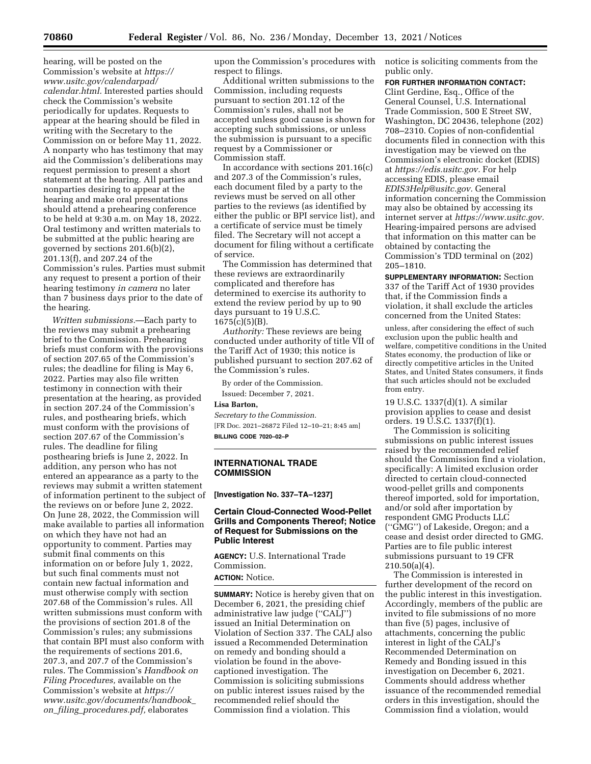hearing, will be posted on the Commission's website at *https://www.usitc.gov/calendarpad/calendar.html.* Interested parties should check the Commission's website periodically for updates. Requests to appear at the hearing should be filed in writing with the Secretary to the Commission on or before May 11, 2022. A nonparty who has testimony that may aid the Commission's deliberations may request permission to present a short statement at the hearing. All parties and nonparties desiring to appear at the hearing and make oral presentations should attend a prehearing conference to be held at 9:30 a.m. on May 18, 2022. Oral testimony and written materials to be submitted at the public hearing are governed by sections 201.6(b)(2), 201.13(f), and 207.24 of the Commission's rules. Parties must submit any request to present a portion of their hearing testimony *in camera* no later than 7 business days prior to the date of the hearing.

*Written submissions.*—Each party to the reviews may submit a prehearing brief to the Commission. Prehearing briefs must conform with the provisions of section 207.65 of the Commission's rules; the deadline for filing is May 6, 2022. Parties may also file written testimony in connection with their presentation at the hearing, as provided in section 207.24 of the Commission's rules, and posthearing briefs, which must conform with the provisions of section 207.67 of the Commission's rules. The deadline for filing posthearing briefs is June 2, 2022. In addition, any person who has not entered an appearance as a party to the reviews may submit a written statement of information pertinent to the subject of the reviews on or before June 2, 2022. On June 28, 2022, the Commission will make available to parties all information on which they have not had an opportunity to comment. Parties may submit final comments on this information on or before July 1, 2022, but such final comments must not contain new factual information and must otherwise comply with section 207.68 of the Commission's rules. All written submissions must conform with the provisions of section 201.8 of the Commission's rules; any submissions that contain BPI must also conform with the requirements of sections 201.6, 207.3, and 207.7 of the Commission's rules. The Commission's *Handbook on Filing Procedures,* available on the Commission's website at *https://www.usitc.gov/documents/handbook_on_filing_procedures.pdf,* elaborates upon the Commission's procedures with respect to filings.

Additional written submissions to the Commission, including requests pursuant to section 201.12 of the Commission's rules, shall not be accepted unless good cause is shown for accepting such submissions, or unless the submission is pursuant to a specific request by a Commissioner or Commission staff.

In accordance with sections 201.16(c) and 207.3 of the Commission's rules, each document filed by a party to the reviews must be served on all other parties to the reviews (as identified by either the public or BPI service list), and a certificate of service must be timely filed. The Secretary will not accept a document for filing without a certificate of service.

The Commission has determined that these reviews are extraordinarily complicated and therefore has determined to exercise its authority to extend the review period by up to 90 days pursuant to 19 U.S.C. 1675(c)(5)(B).

*Authority:* These reviews are being conducted under authority of title VII of the Tariff Act of 1930; this notice is published pursuant to section 207.62 of the Commission's rules.

By order of the Commission.

Issued: December 7, 2021.

**Lisa Barton,**

*Secretary to the Commission.*

[FR Doc. 2021–26872 Filed 12–10–21; 8:45 am]

**BILLING CODE 7020–02–P**

## INTERNATIONAL TRADE COMMISSION

**[Investigation No. 337–TA–1237]**

## Certain Cloud-Connected Wood-Pellet Grills and Components Thereof; Notice of Request for Submissions on the Public Interest

**AGENCY:** U.S. International Trade Commission.

**ACTION:** Notice.

**SUMMARY:** Notice is hereby given that on December 6, 2021, the presiding chief administrative law judge (''CALJ'') issued an Initial Determination on Violation of Section 337. The CALJ also issued a Recommended Determination on remedy and bonding should a violation be found in the above-captioned investigation. The Commission is soliciting submissions on public interest issues raised by the recommended relief should the Commission find a violation. This notice is soliciting comments from the public only.

**FOR FURTHER INFORMATION CONTACT:** Clint Gerdine, Esq., Office of the General Counsel, U.S. International Trade Commission, 500 E Street SW, Washington, DC 20436, telephone (202) 708–2310. Copies of non-confidential documents filed in connection with this investigation may be viewed on the Commission's electronic docket (EDIS) at *https://edis.usitc.gov.* For help accessing EDIS, please email *EDIS3Help@usitc.gov.* General information concerning the Commission may also be obtained by accessing its internet server at *https://www.usitc.gov.* Hearing-impaired persons are advised that information on this matter can be obtained by contacting the Commission's TDD terminal on (202) 205–1810.

**SUPPLEMENTARY INFORMATION:** Section 337 of the Tariff Act of 1930 provides that, if the Commission finds a violation, it shall exclude the articles concerned from the United States:

> unless, after considering the effect of such exclusion upon the public health and welfare, competitive conditions in the United States economy, the production of like or directly competitive articles in the United States, and United States consumers, it finds that such articles should not be excluded from entry.

19 U.S.C. 1337(d)(1). A similar provision applies to cease and desist orders. 19 U.S.C. 1337(f)(1).

The Commission is soliciting submissions on public interest issues raised by the recommended relief should the Commission find a violation, specifically: A limited exclusion order directed to certain cloud-connected wood-pellet grills and components thereof imported, sold for importation, and/or sold after importation by respondent GMG Products LLC (''GMG'') of Lakeside, Oregon; and a cease and desist order directed to GMG. Parties are to file public interest submissions pursuant to 19 CFR 210.50(a)(4).

The Commission is interested in further development of the record on the public interest in this investigation. Accordingly, members of the public are invited to file submissions of no more than five (5) pages, inclusive of attachments, concerning the public interest in light of the CALJ's Recommended Determination on Remedy and Bonding issued in this investigation on December 6, 2021. Comments should address whether issuance of the recommended remedial orders in this investigation, should the Commission find a violation, would